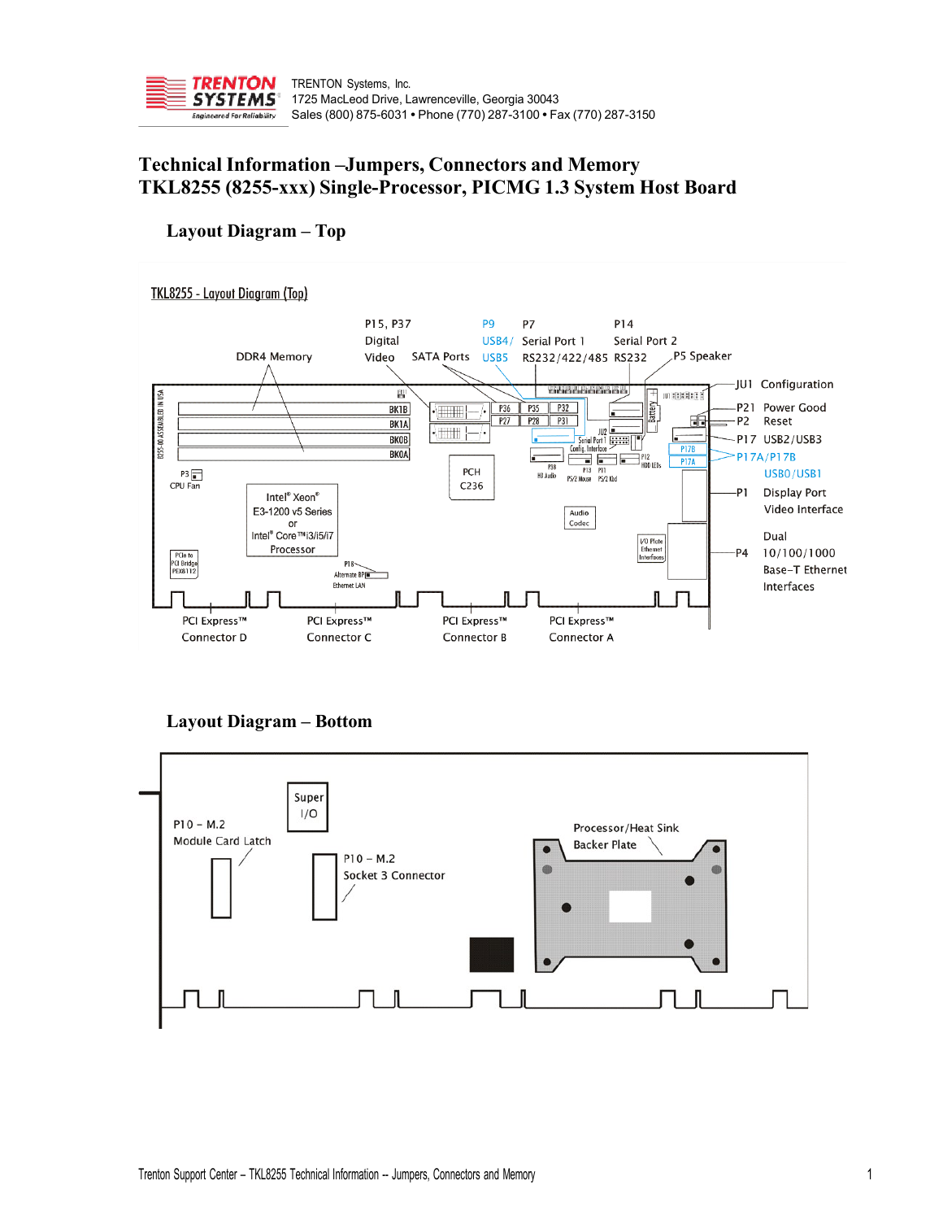TRENTON Systems, Inc.
1725 MacLeod Drive, Lawrenceville, Georgia 30043
Sales (800) 875-6031 • Phone (770) 287-3100 • Fax (770) 287-3150

# Technical Information –Jumpers, Connectors and Memory
# TKL8255 (8255-xxx) Single-Processor, PICMG 1.3 System Host Board

## Layout Diagram – Top

TKL8255 - Layout Diagram (Top)

DDR4 Memory
P15, P37 Digital Video
SATA Ports
P9 USB4/ USB5
P7 Serial Port 1 RS232/422/485
P14 Serial Port 2 RS232
P5 Speaker
JU1 Configuration
P21 Power Good
P2 Reset
P17 USB2/USB3
P17A/P17B USB0/USB1
P1 Display Port Video Interface
P4 Dual 10/100/1000 Base-T Ethernet Interfaces
P3 CPU Fan
Intel® Xeon® E3-1200 v5 Series or Intel® Core™i3/i5/i7 Processor
PCH C236
Audio Codec
PCI Express™ Connector D
PCI Express™ Connector C
PCI Express™ Connector B
PCI Express™ Connector A

## Layout Diagram – Bottom

Super I/O
P10 – M.2 Module Card Latch
P10 – M.2 Socket 3 Connector
Processor/Heat Sink Backer Plate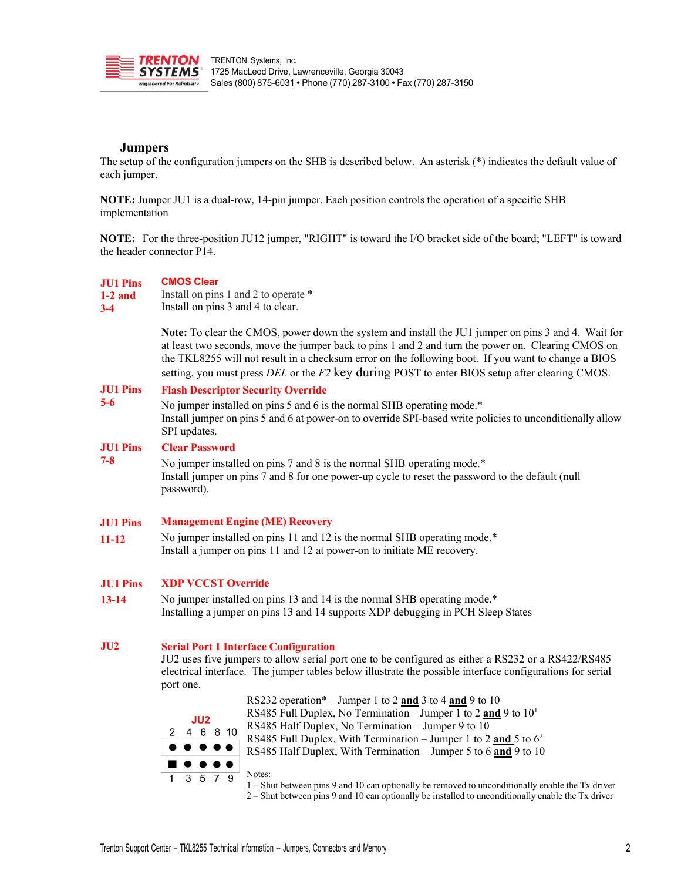## Jumpers

The setup of the configuration jumpers on the SHB is described below. An asterisk (*) indicates the default value of each jumper.

**NOTE:** Jumper JU1 is a dual-row, 14-pin jumper. Each position controls the operation of a specific SHB implementation

**NOTE:** For the three-position JU12 jumper, "RIGHT" is toward the I/O bracket side of the board; "LEFT" is toward the header connector P14.

**JU1 Pins 1-2 and 3-4** — **CMOS Clear**

Install on pins 1 and 2 to operate *
Install on pins 3 and 4 to clear.

**Note:** To clear the CMOS, power down the system and install the JU1 jumper on pins 3 and 4. Wait for at least two seconds, move the jumper back to pins 1 and 2 and turn the power on. Clearing CMOS on the TKL8255 will not result in a checksum error on the following boot. If you want to change a BIOS setting, you must press *DEL* or the *F2* key during POST to enter BIOS setup after clearing CMOS.

**JU1 Pins 5-6** — **Flash Descriptor Security Override**

No jumper installed on pins 5 and 6 is the normal SHB operating mode.*
Install jumper on pins 5 and 6 at power-on to override SPI-based write policies to unconditionally allow SPI updates.

**JU1 Pins 7-8** — **Clear Password**

No jumper installed on pins 7 and 8 is the normal SHB operating mode.*
Install jumper on pins 7 and 8 for one power-up cycle to reset the password to the default (null password).

**JU1 Pins 11-12** — **Management Engine (ME) Recovery**

No jumper installed on pins 11 and 12 is the normal SHB operating mode.*
Install a jumper on pins 11 and 12 at power-on to initiate ME recovery.

**JU1 Pins 13-14** — **XDP VCCST Override**

No jumper installed on pins 13 and 14 is the normal SHB operating mode.*
Installing a jumper on pins 13 and 14 supports XDP debugging in PCH Sleep States

**JU2** — **Serial Port 1 Interface Configuration**

JU2 uses five jumpers to allow serial port one to be configured as either a RS232 or a RS422/RS485 electrical interface. The jumper tables below illustrate the possible interface configurations for serial port one.

JU2
2 4 6 8 10
1 3 5 7 9

RS232 operation* – Jumper 1 to 2 **and** 3 to 4 **and** 9 to 10
RS485 Full Duplex, No Termination – Jumper 1 to 2 **and** 9 to 10[1]
RS485 Half Duplex, No Termination – Jumper 9 to 10
RS485 Full Duplex, With Termination – Jumper 1 to 2 **and** 5 to 6[2]
RS485 Half Duplex, With Termination – Jumper 5 to 6 **and** 9 to 10

Notes:
1 – Shut between pins 9 and 10 can optionally be removed to unconditionally enable the Tx driver
2 – Shut between pins 9 and 10 can optionally be installed to unconditionally enable the Tx driver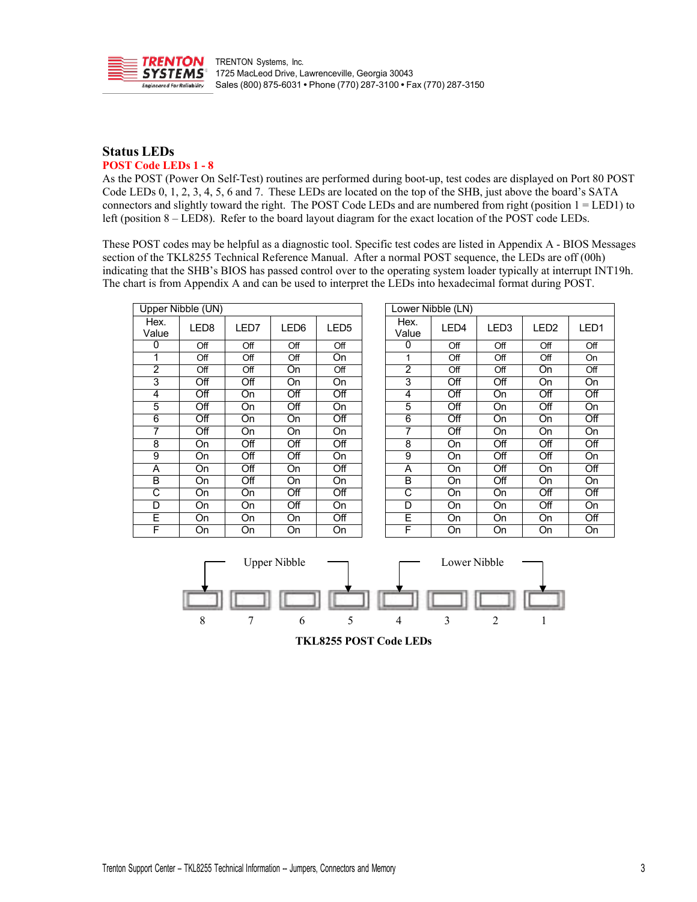## Status LEDs

### POST Code LEDs 1 - 8

As the POST (Power On Self-Test) routines are performed during boot-up, test codes are displayed on Port 80 POST Code LEDs 0, 1, 2, 3, 4, 5, 6 and 7. These LEDs are located on the top of the SHB, just above the board's SATA connectors and slightly toward the right. The POST Code LEDs and are numbered from right (position 1 = LED1) to left (position 8 – LED8). Refer to the board layout diagram for the exact location of the POST code LEDs.

These POST codes may be helpful as a diagnostic tool. Specific test codes are listed in Appendix A - BIOS Messages section of the TKL8255 Technical Reference Manual. After a normal POST sequence, the LEDs are off (00h) indicating that the SHB's BIOS has passed control over to the operating system loader typically at interrupt INT19h. The chart is from Appendix A and can be used to interpret the LEDs into hexadecimal format during POST.

| Upper Nibble (UN) | | | | |
|---|---|---|---|---|
| Hex. Value | LED8 | LED7 | LED6 | LED5 |
| 0 | Off | Off | Off | Off |
| 1 | Off | Off | Off | On |
| 2 | Off | Off | On | Off |
| 3 | Off | Off | On | On |
| 4 | Off | On | Off | Off |
| 5 | Off | On | Off | On |
| 6 | Off | On | On | Off |
| 7 | Off | On | On | On |
| 8 | On | Off | Off | Off |
| 9 | On | Off | Off | On |
| A | On | Off | On | Off |
| B | On | Off | On | On |
| C | On | On | Off | Off |
| D | On | On | Off | On |
| E | On | On | On | Off |
| F | On | On | On | On |

| Lower Nibble (LN) | | | | |
|---|---|---|---|---|
| Hex. Value | LED4 | LED3 | LED2 | LED1 |
| 0 | Off | Off | Off | Off |
| 1 | Off | Off | Off | On |
| 2 | Off | Off | On | Off |
| 3 | Off | Off | On | On |
| 4 | Off | On | Off | Off |
| 5 | Off | On | Off | On |
| 6 | Off | On | On | Off |
| 7 | Off | On | On | On |
| 8 | On | Off | Off | Off |
| 9 | On | Off | Off | On |
| A | On | Off | On | Off |
| B | On | Off | On | On |
| C | On | On | Off | Off |
| D | On | On | Off | On |
| E | On | On | On | Off |
| F | On | On | On | On |

Upper Nibble &nbsp;&nbsp;&nbsp;&nbsp; Lower Nibble

8 &nbsp; 7 &nbsp; 6 &nbsp; 5 &nbsp; 4 &nbsp; 3 &nbsp; 2 &nbsp; 1

**TKL8255 POST Code LEDs**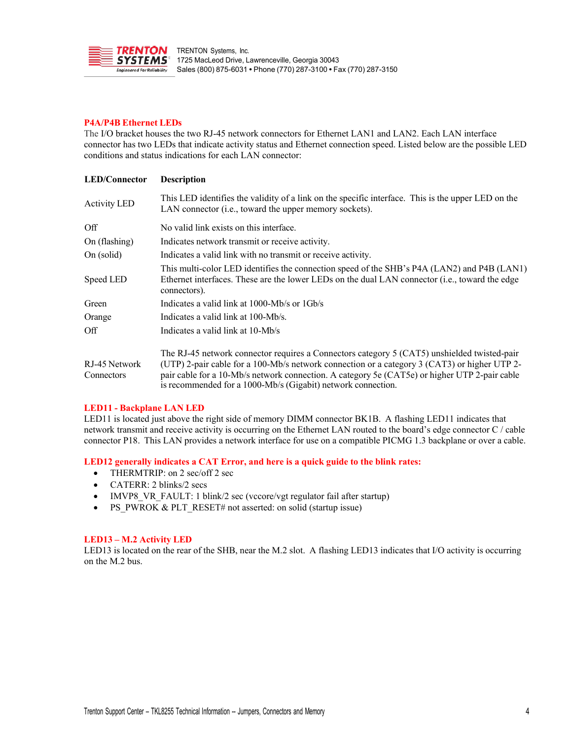## P4A/P4B Ethernet LEDs

The I/O bracket houses the two RJ-45 network connectors for Ethernet LAN1 and LAN2. Each LAN interface connector has two LEDs that indicate activity status and Ethernet connection speed. Listed below are the possible LED conditions and status indications for each LAN connector:

| LED/Connector | Description |
|---|---|
| Activity LED | This LED identifies the validity of a link on the specific interface. This is the upper LED on the LAN connector (i.e., toward the upper memory sockets). |
| Off | No valid link exists on this interface. |
| On (flashing) | Indicates network transmit or receive activity. |
| On (solid) | Indicates a valid link with no transmit or receive activity. |
| Speed LED | This multi-color LED identifies the connection speed of the SHB's P4A (LAN2) and P4B (LAN1) Ethernet interfaces. These are the lower LEDs on the dual LAN connector (i.e., toward the edge connectors). |
| Green | Indicates a valid link at 1000-Mb/s or 1Gb/s |
| Orange | Indicates a valid link at 100-Mb/s. |
| Off | Indicates a valid link at 10-Mb/s |
| RJ-45 Network Connectors | The RJ-45 network connector requires a Connectors category 5 (CAT5) unshielded twisted-pair (UTP) 2-pair cable for a 100-Mb/s network connection or a category 3 (CAT3) or higher UTP 2-pair cable for a 10-Mb/s network connection. A category 5e (CAT5e) or higher UTP 2-pair cable is recommended for a 1000-Mb/s (Gigabit) network connection. |

## LED11 - Backplane LAN LED

LED11 is located just above the right side of memory DIMM connector BK1B. A flashing LED11 indicates that network transmit and receive activity is occurring on the Ethernet LAN routed to the board's edge connector C / cable connector P18. This LAN provides a network interface for use on a compatible PICMG 1.3 backplane or over a cable.

## LED12 generally indicates a CAT Error, and here is a quick guide to the blink rates:

- THERMTRIP: on 2 sec/off 2 sec
- CATERR: 2 blinks/2 secs
- IMVP8_VR_FAULT: 1 blink/2 sec (vccore/vgt regulator fail after startup)
- PS_PWROK & PLT_RESET# not asserted: on solid (startup issue)

## LED13 – M.2 Activity LED

LED13 is located on the rear of the SHB, near the M.2 slot. A flashing LED13 indicates that I/O activity is occurring on the M.2 bus.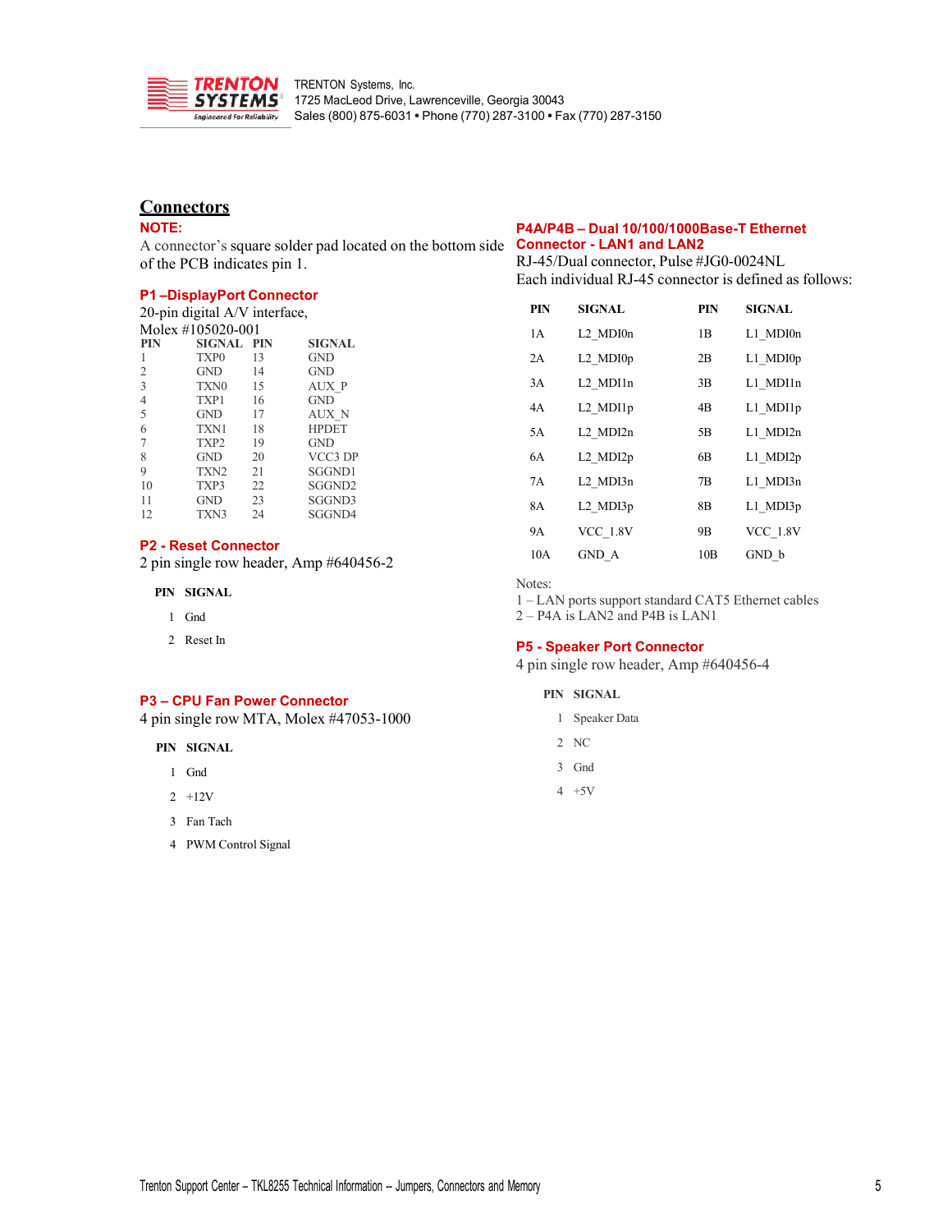## Connectors

**NOTE:**

A connector's square solder pad located on the bottom side of the PCB indicates pin 1.

### P1 –DisplayPort Connector

20-pin digital A/V interface,
Molex #105020-001

| PIN | SIGNAL | PIN | SIGNAL |
|---|---|---|---|
| 1 | TXP0 | 13 | GND |
| 2 | GND | 14 | GND |
| 3 | TXN0 | 15 | AUX_P |
| 4 | TXP1 | 16 | GND |
| 5 | GND | 17 | AUX_N |
| 6 | TXN1 | 18 | HPDET |
| 7 | TXP2 | 19 | GND |
| 8 | GND | 20 | VCC3 DP |
| 9 | TXN2 | 21 | SGGND1 |
| 10 | TXP3 | 22 | SGGND2 |
| 11 | GND | 23 | SGGND3 |
| 12 | TXN3 | 24 | SGGND4 |

### P2 - Reset Connector

2 pin single row header, Amp #640456-2

| PIN | SIGNAL |
|---|---|
| 1 | Gnd |
| 2 | Reset In |

### P3 – CPU Fan Power Connector

4 pin single row MTA, Molex #47053-1000

| PIN | SIGNAL |
|---|---|
| 1 | Gnd |
| 2 | +12V |
| 3 | Fan Tach |
| 4 | PWM Control Signal |

### P4A/P4B – Dual 10/100/1000Base-T Ethernet Connector - LAN1 and LAN2

RJ-45/Dual connector, Pulse #JG0-0024NL
Each individual RJ-45 connector is defined as follows:

| PIN | SIGNAL | PIN | SIGNAL |
|---|---|---|---|
| 1A | L2_MDI0n | 1B | L1_MDI0n |
| 2A | L2_MDI0p | 2B | L1_MDI0p |
| 3A | L2_MDI1n | 3B | L1_MDI1n |
| 4A | L2_MDI1p | 4B | L1_MDI1p |
| 5A | L2_MDI2n | 5B | L1_MDI2n |
| 6A | L2_MDI2p | 6B | L1_MDI2p |
| 7A | L2_MDI3n | 7B | L1_MDI3n |
| 8A | L2_MDI3p | 8B | L1_MDI3p |
| 9A | VCC_1.8V | 9B | VCC_1.8V |
| 10A | GND_A | 10B | GND_b |

Notes:
1 – LAN ports support standard CAT5 Ethernet cables
2 – P4A is LAN2 and P4B is LAN1

### P5 - Speaker Port Connector

4 pin single row header, Amp #640456-4

| PIN | SIGNAL |
|---|---|
| 1 | Speaker Data |
| 2 | NC |
| 3 | Gnd |
| 4 | +5V |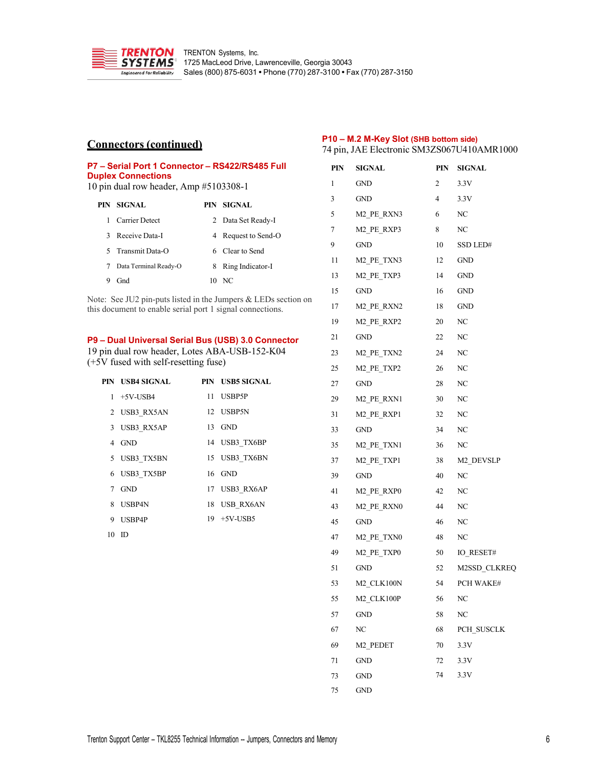## Connectors (continued)

### P7 – Serial Port 1 Connector – RS422/RS485 Full Duplex Connections

10 pin dual row header, Amp #5103308-1

| PIN | SIGNAL | PIN | SIGNAL |
|---|---|---|---|
| 1 | Carrier Detect | 2 | Data Set Ready-I |
| 3 | Receive Data-I | 4 | Request to Send-O |
| 5 | Transmit Data-O | 6 | Clear to Send |
| 7 | Data Terminal Ready-O | 8 | Ring Indicator-I |
| 9 | Gnd | 10 | NC |

Note: See JU2 pin-puts listed in the Jumpers & LEDs section on this document to enable serial port 1 signal connections.

### P9 – Dual Universal Serial Bus (USB) 3.0 Connector

19 pin dual row header, Lotes ABA-USB-152-K04
(+5V fused with self-resetting fuse)

| PIN | USB4 SIGNAL | PIN | USB5 SIGNAL |
|---|---|---|---|
| 1 | +5V-USB4 | 11 | USBP5P |
| 2 | USB3_RX5AN | 12 | USBP5N |
| 3 | USB3_RX5AP | 13 | GND |
| 4 | GND | 14 | USB3_TX6BP |
| 5 | USB3_TX5BN | 15 | USB3_TX6BN |
| 6 | USB3_TX5BP | 16 | GND |
| 7 | GND | 17 | USB3_RX6AP |
| 8 | USBP4N | 18 | USB_RX6AN |
| 9 | USBP4P | 19 | +5V-USB5 |
| 10 | ID | | |

### P10 – M.2 M-Key Slot (SHB bottom side)

74 pin, JAE Electronic SM3ZS067U410AMR1000

| PIN | SIGNAL | PIN | SIGNAL |
|---|---|---|---|
| 1 | GND | 2 | 3.3V |
| 3 | GND | 4 | 3.3V |
| 5 | M2_PE_RXN3 | 6 | NC |
| 7 | M2_PE_RXP3 | 8 | NC |
| 9 | GND | 10 | SSD LED# |
| 11 | M2_PE_TXN3 | 12 | GND |
| 13 | M2_PE_TXP3 | 14 | GND |
| 15 | GND | 16 | GND |
| 17 | M2_PE_RXN2 | 18 | GND |
| 19 | M2_PE_RXP2 | 20 | NC |
| 21 | GND | 22 | NC |
| 23 | M2_PE_TXN2 | 24 | NC |
| 25 | M2_PE_TXP2 | 26 | NC |
| 27 | GND | 28 | NC |
| 29 | M2_PE_RXN1 | 30 | NC |
| 31 | M2_PE_RXP1 | 32 | NC |
| 33 | GND | 34 | NC |
| 35 | M2_PE_TXN1 | 36 | NC |
| 37 | M2_PE_TXP1 | 38 | M2_DEVSLP |
| 39 | GND | 40 | NC |
| 41 | M2_PE_RXP0 | 42 | NC |
| 43 | M2_PE_RXN0 | 44 | NC |
| 45 | GND | 46 | NC |
| 47 | M2_PE_TXN0 | 48 | NC |
| 49 | M2_PE_TXP0 | 50 | IO_RESET# |
| 51 | GND | 52 | M2SSD_CLKREQ |
| 53 | M2_CLK100N | 54 | PCH WAKE# |
| 55 | M2_CLK100P | 56 | NC |
| 57 | GND | 58 | NC |
| 67 | NC | 68 | PCH_SUSCLK |
| 69 | M2_PEDET | 70 | 3.3V |
| 71 | GND | 72 | 3.3V |
| 73 | GND | 74 | 3.3V |
| 75 | GND | | |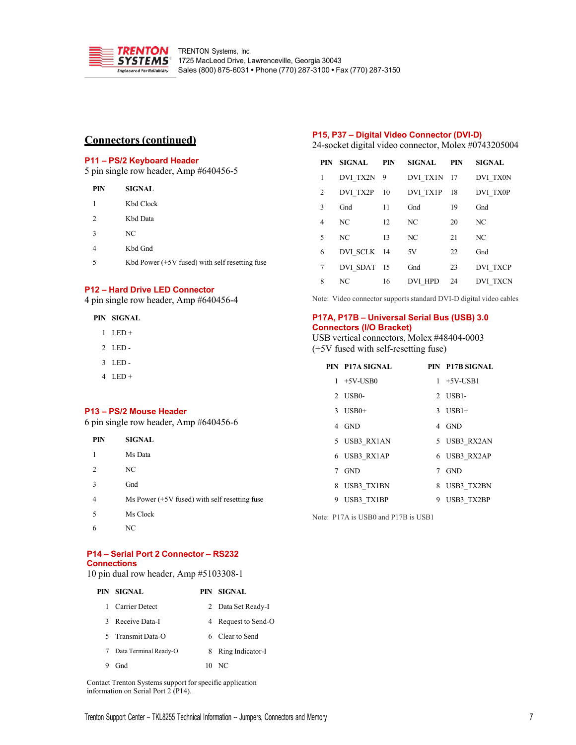## Connectors (continued)

### P11 – PS/2 Keyboard Header

5 pin single row header, Amp #640456-5

| PIN | SIGNAL |
|---|---|
| 1 | Kbd Clock |
| 2 | Kbd Data |
| 3 | NC |
| 4 | Kbd Gnd |
| 5 | Kbd Power (+5V fused) with self resetting fuse |

### P12 – Hard Drive LED Connector

4 pin single row header, Amp #640456-4

| PIN | SIGNAL |
|---|---|
| 1 | LED + |
| 2 | LED - |
| 3 | LED - |
| 4 | LED + |

### P13 – PS/2 Mouse Header

6 pin single row header, Amp #640456-6

| PIN | SIGNAL |
|---|---|
| 1 | Ms Data |
| 2 | NC |
| 3 | Gnd |
| 4 | Ms Power (+5V fused) with self resetting fuse |
| 5 | Ms Clock |
| 6 | NC |

### P14 – Serial Port 2 Connector – RS232 Connections

10 pin dual row header, Amp #5103308-1

| PIN | SIGNAL | PIN | SIGNAL |
|---|---|---|---|
| 1 | Carrier Detect | 2 | Data Set Ready-I |
| 3 | Receive Data-I | 4 | Request to Send-O |
| 5 | Transmit Data-O | 6 | Clear to Send |
| 7 | Data Terminal Ready-O | 8 | Ring Indicator-I |
| 9 | Gnd | 10 | NC |

Contact Trenton Systems support for specific application information on Serial Port 2 (P14).

### P15, P37 – Digital Video Connector (DVI-D)

24-socket digital video connector, Molex #0743205004

| PIN | SIGNAL | PIN | SIGNAL | PIN | SIGNAL |
|---|---|---|---|---|---|
| 1 | DVI_TX2N | 9 | DVI_TX1N | 17 | DVI_TX0N |
| 2 | DVI_TX2P | 10 | DVI_TX1P | 18 | DVI_TX0P |
| 3 | Gnd | 11 | Gnd | 19 | Gnd |
| 4 | NC | 12 | NC | 20 | NC |
| 5 | NC | 13 | NC | 21 | NC |
| 6 | DVI_SCLK | 14 | 5V | 22 | Gnd |
| 7 | DVI_SDAT | 15 | Gnd | 23 | DVI_TXCP |
| 8 | NC | 16 | DVI_HPD | 24 | DVI_TXCN |

Note: Video connector supports standard DVI-D digital video cables

### P17A, P17B – Universal Serial Bus (USB) 3.0 Connectors (I/O Bracket)

USB vertical connectors, Molex #48404-0003
(+5V fused with self-resetting fuse)

| PIN | P17A SIGNAL | PIN | P17B SIGNAL |
|---|---|---|---|
| 1 | +5V-USB0 | 1 | +5V-USB1 |
| 2 | USB0- | 2 | USB1- |
| 3 | USB0+ | 3 | USB1+ |
| 4 | GND | 4 | GND |
| 5 | USB3_RX1AN | 5 | USB3_RX2AN |
| 6 | USB3_RX1AP | 6 | USB3_RX2AP |
| 7 | GND | 7 | GND |
| 8 | USB3_TX1BN | 8 | USB3_TX2BN |
| 9 | USB3_TX1BP | 9 | USB3_TX2BP |

Note: P17A is USB0 and P17B is USB1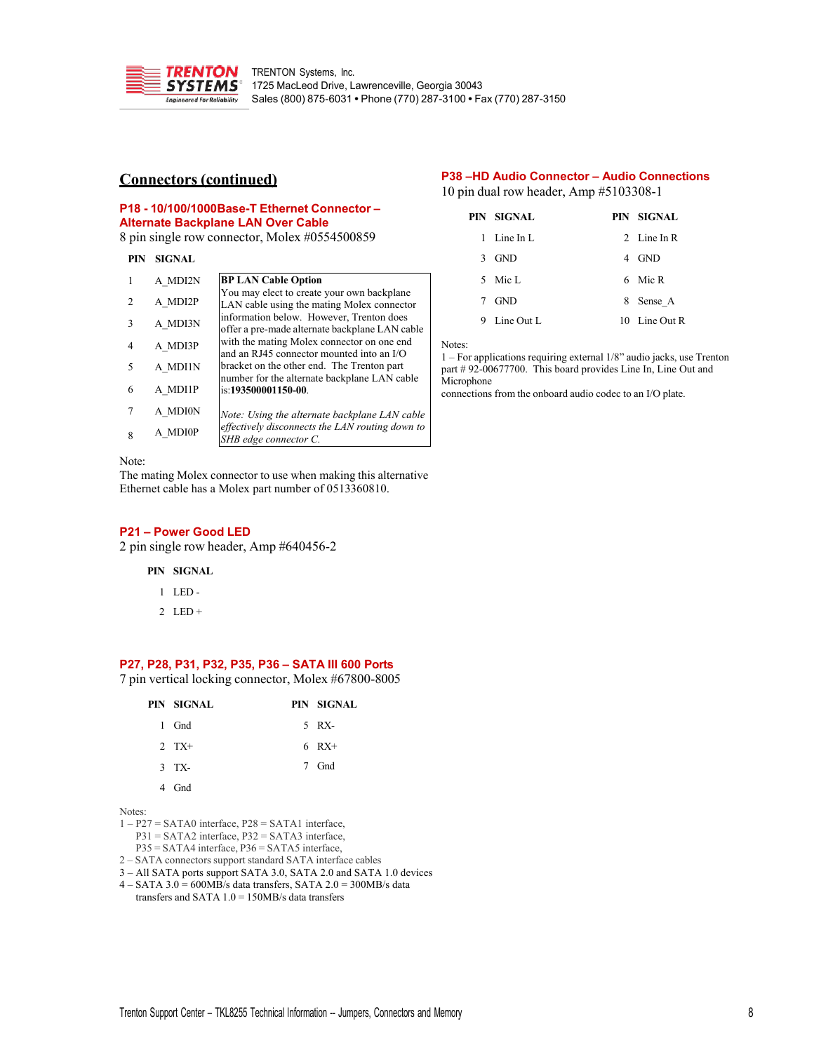## Connectors (continued)

### P18 - 10/100/1000Base-T Ethernet Connector – Alternate Backplane LAN Over Cable

8 pin single row connector, Molex #0554500859

| PIN | SIGNAL |
|---|---|
| 1 | A_MDI2N |
| 2 | A_MDI2P |
| 3 | A_MDI3N |
| 4 | A_MDI3P |
| 5 | A_MDI1N |
| 6 | A_MDI1P |
| 7 | A_MDI0N |
| 8 | A_MDI0P |

**BP LAN Cable Option**
You may elect to create your own backplane LAN cable using the mating Molex connector information below. However, Trenton does offer a pre-made alternate backplane LAN cable with the mating Molex connector on one end and an RJ45 connector mounted into an I/O bracket on the other end. The Trenton part number for the alternate backplane LAN cable is:**193500001150-00**.

*Note: Using the alternate backplane LAN cable effectively disconnects the LAN routing down to SHB edge connector C.*

Note:
The mating Molex connector to use when making this alternative Ethernet cable has a Molex part number of 0513360810.

### P21 – Power Good LED

2 pin single row header, Amp #640456-2

| PIN | SIGNAL |
|---|---|
| 1 | LED - |
| 2 | LED + |

### P27, P28, P31, P32, P35, P36 – SATA III 600 Ports

7 pin vertical locking connector, Molex #67800-8005

| PIN | SIGNAL | PIN | SIGNAL |
|---|---|---|---|
| 1 | Gnd | 5 | RX- |
| 2 | TX+ | 6 | RX+ |
| 3 | TX- | 7 | Gnd |
| 4 | Gnd | | |

Notes:
1 – P27 = SATA0 interface, P28 = SATA1 interface,
P31 = SATA2 interface, P32 = SATA3 interface,
P35 = SATA4 interface, P36 = SATA5 interface,
2 – SATA connectors support standard SATA interface cables
3 – All SATA ports support SATA 3.0, SATA 2.0 and SATA 1.0 devices
4 – SATA 3.0 = 600MB/s data transfers, SATA 2.0 = 300MB/s data transfers and SATA 1.0 = 150MB/s data transfers

### P38 –HD Audio Connector – Audio Connections

10 pin dual row header, Amp #5103308-1

| PIN | SIGNAL | PIN | SIGNAL |
|---|---|---|---|
| 1 | Line In L | 2 | Line In R |
| 3 | GND | 4 | GND |
| 5 | Mic L | 6 | Mic R |
| 7 | GND | 8 | Sense_A |
| 9 | Line Out L | 10 | Line Out R |

Notes:
1 – For applications requiring external 1/8" audio jacks, use Trenton part # 92-00677700. This board provides Line In, Line Out and Microphone
connections from the onboard audio codec to an I/O plate.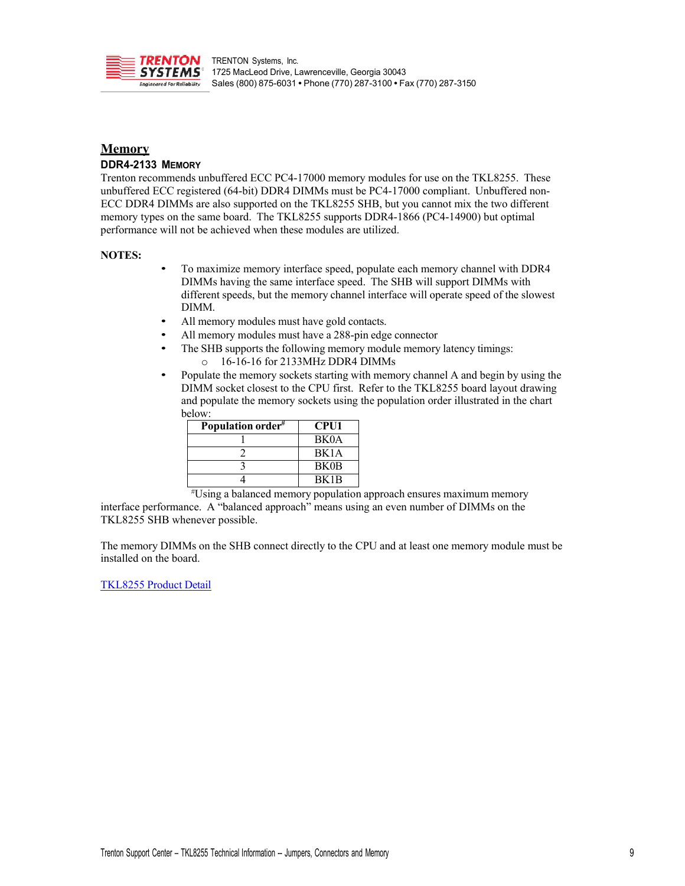## Memory

### DDR4-2133 Memory

Trenton recommends unbuffered ECC PC4-17000 memory modules for use on the TKL8255. These unbuffered ECC registered (64-bit) DDR4 DIMMs must be PC4-17000 compliant. Unbuffered non-ECC DDR4 DIMMs are also supported on the TKL8255 SHB, but you cannot mix the two different memory types on the same board. The TKL8255 supports DDR4-1866 (PC4-14900) but optimal performance will not be achieved when these modules are utilized.

**NOTES:**

- To maximize memory interface speed, populate each memory channel with DDR4 DIMMs having the same interface speed. The SHB will support DIMMs with different speeds, but the memory channel interface will operate speed of the slowest DIMM.
- All memory modules must have gold contacts.
- All memory modules must have a 288-pin edge connector
- The SHB supports the following memory module memory latency timings:
  - 16-16-16 for 2133MHz DDR4 DIMMs
- Populate the memory sockets starting with memory channel A and begin by using the DIMM socket closest to the CPU first. Refer to the TKL8255 board layout drawing and populate the memory sockets using the population order illustrated in the chart below:

| Population order[#] | CPU1 |
|---|---|
| 1 | BK0A |
| 2 | BK1A |
| 3 | BK0B |
| 4 | BK1B |

[#]Using a balanced memory population approach ensures maximum memory interface performance. A "balanced approach" means using an even number of DIMMs on the TKL8255 SHB whenever possible.

The memory DIMMs on the SHB connect directly to the CPU and at least one memory module must be installed on the board.

TKL8255 Product Detail